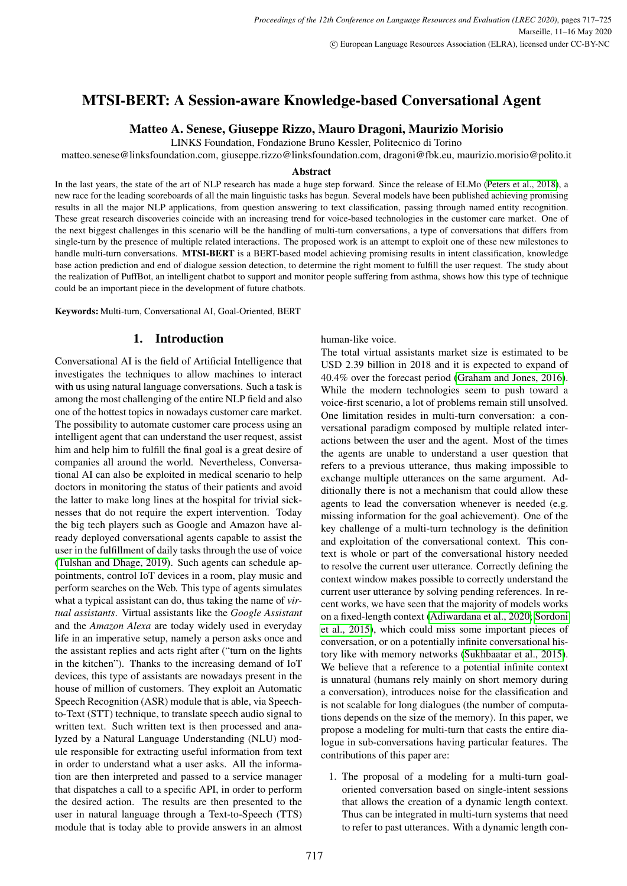# MTSI-BERT: A Session-aware Knowledge-based Conversational Agent

**Matteo A. Senese, Giuseppe Rizzo, Mauro Dragoni, Maurizio Morisio**

LINKS Foundation, Fondazione Bruno Kessler, Politecnico di Torino

matteo.senese@linksfoundation.com, giuseppe.rizzo@linksfoundation.com, dragoni@fbk.eu, maurizio.morisio@polito.it

### Abstract

In the last years, the state of the art of NLP research has made a huge step forward. Since the release of ELMo (Peters et al., 2018), a new race for the leading scoreboards of all the main linguistic tasks has begun. Several models have been published achieving promising results in all the major NLP applications, from question answering to text classification, passing through named entity recognition. These great research discoveries coincide with an increasing trend for voice-based technologies in the customer care market. One of the next biggest challenges in this scenario will be the handling of multi-turn conversations, a type of conversations that differs from single-turn by the presence of multiple related interactions. The proposed work is an attempt to exploit one of these new milestones to handle multi-turn conversations. **MTSI-BERT** is a BERT-based model achieving promising results in intent classification, knowledge base action prediction and end of dialogue session detection, to determine the right moment to fulfill the user request. The study about the realization of PuffBot, an intelligent chatbot to support and monitor people suffering from asthma, shows how this type of technique could be an important piece in the development of future chatbots.

**Keywords:** Multi-turn, Conversational AI, Goal-Oriented, BERT

## 1. Introduction

Conversational AI is the field of Artificial Intelligence that investigates the techniques to allow machines to interact with us using natural language conversations. Such a task is among the most challenging of the entire NLP field and also one of the hottest topics in nowadays customer care market. The possibility to automate customer care process using an intelligent agent that can understand the user request, assist him and help him to fulfill the final goal is a great desire of companies all around the world. Nevertheless, Conversational AI can also be exploited in medical scenario to help doctors in monitoring the status of their patients and avoid the latter to make long lines at the hospital for trivial sicknesses that do not require the expert intervention. Today the big tech players such as Google and Amazon have already deployed conversational agents capable to assist the user in the fulfillment of daily tasks through the use of voice (Tulshan and Dhage, 2019). Such agents can schedule appointments, control IoT devices in a room, play music and perform searches on the Web. This type of agents simulates what a typical assistant can do, thus taking the name of *virtual assistants*. Virtual assistants like the *Google Assistant* and the *Amazon Alexa* are today widely used in everyday life in an imperative setup, namely a person asks once and the assistant replies and acts right after ("turn on the lights in the kitchen"). Thanks to the increasing demand of IoT devices, this type of assistants are nowadays present in the house of million of customers. They exploit an Automatic Speech Recognition (ASR) module that is able, via Speech-to-Text (STT) technique, to translate speech audio signal to written text. Such written text is then processed and analyzed by a Natural Language Understanding (NLU) module responsible for extracting useful information from text in order to understand what a user asks. All the information are then interpreted and passed to a service manager that dispatches a call to a specific API, in order to perform the desired action. The results are then presented to the user in natural language through a Text-to-Speech (TTS) module that is today able to provide answers in an almost human-like voice.

The total virtual assistants market size is estimated to be USD 2.39 billion in 2018 and it is expected to expand of 40.4% over the forecast period (Graham and Jones, 2016). While the modern technologies seem to push toward a voice-first scenario, a lot of problems remain still unsolved. One limitation resides in multi-turn conversation: a conversational paradigm composed by multiple related interactions between the user and the agent. Most of the times the agents are unable to understand a user question that refers to a previous utterance, thus making impossible to exchange multiple utterances on the same argument. Additionally there is not a mechanism that could allow these agents to lead the conversation whenever is needed (e.g. missing information for the goal achievement). One of the key challenge of a multi-turn technology is the definition and exploitation of the conversational context. This context is whole or part of the conversational history needed to resolve the current user utterance. Correctly defining the context window makes possible to correctly understand the current user utterance by solving pending references. In recent works, we have seen that the majority of models works on a fixed-length context (Adiwardana et al., 2020; Sordoni et al., 2015), which could miss some important pieces of conversation, or on a potentially infinite conversational history like with memory networks (Sukhbaatar et al., 2015). We believe that a reference to a potential infinite context is unnatural (humans rely mainly on short memory during a conversation), introduces noise for the classification and is not scalable for long dialogues (the number of computations depends on the size of the memory). In this paper, we propose a modeling for multi-turn that casts the entire dialogue in sub-conversations having particular features. The contributions of this paper are:

1. The proposal of a modeling for a multi-turn goal-oriented conversation based on single-intent sessions that allows the creation of a dynamic length context. Thus can be integrated in multi-turn systems that need to refer to past utterances. With a dynamic length con-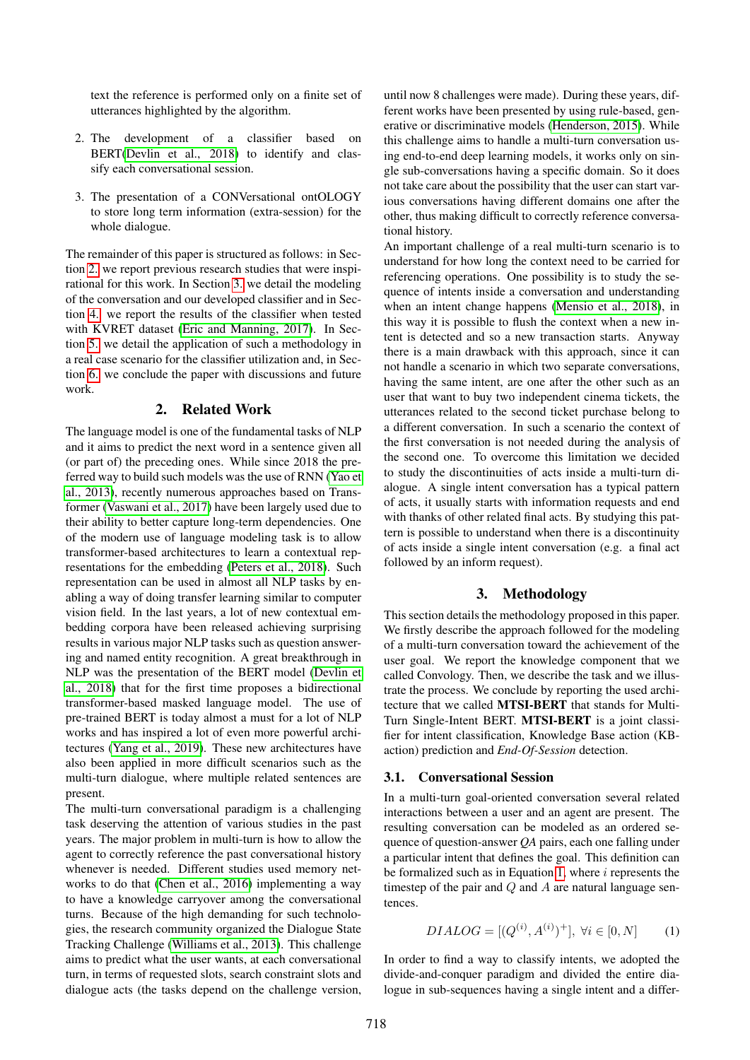text the reference is performed only on a finite set of utterances highlighted by the algorithm.

2. The development of a classifier based on BERT(Devlin et al., 2018) to identify and classify each conversational session.

3. The presentation of a CONVersational ontOLOGY to store long term information (extra-session) for the whole dialogue.

The remainder of this paper is structured as follows: in Section 2. we report previous research studies that were inspirational for this work. In Section 3. we detail the modeling of the conversation and our developed classifier and in Section 4. we report the results of the classifier when tested with KVRET dataset (Eric and Manning, 2017). In Section 5. we detail the application of such a methodology in a real case scenario for the classifier utilization and, in Section 6. we conclude the paper with discussions and future work.

## 2. Related Work

The language model is one of the fundamental tasks of NLP and it aims to predict the next word in a sentence given all (or part of) the preceding ones. While since 2018 the preferred way to build such models was the use of RNN (Yao et al., 2013), recently numerous approaches based on Transformer (Vaswani et al., 2017) have been largely used due to their ability to better capture long-term dependencies. One of the modern use of language modeling task is to allow transformer-based architectures to learn a contextual representations for the embedding (Peters et al., 2018). Such representation can be used in almost all NLP tasks by enabling a way of doing transfer learning similar to computer vision field. In the last years, a lot of new contextual embedding corpora have been released achieving surprising results in various major NLP tasks such as question answering and named entity recognition. A great breakthrough in NLP was the presentation of the BERT model (Devlin et al., 2018) that for the first time proposes a bidirectional transformer-based masked language model. The use of pre-trained BERT is today almost a must for a lot of NLP works and has inspired a lot of even more powerful architectures (Yang et al., 2019). These new architectures have also been applied in more difficult scenarios such as the multi-turn dialogue, where multiple related sentences are present.

The multi-turn conversational paradigm is a challenging task deserving the attention of various studies in the past years. The major problem in multi-turn is how to allow the agent to correctly reference the past conversational history whenever is needed. Different studies used memory networks to do that (Chen et al., 2016) implementing a way to have a knowledge carryover among the conversational turns. Because of the high demanding for such technologies, the research community organized the Dialogue State Tracking Challenge (Williams et al., 2013). This challenge aims to predict what the user wants, at each conversational turn, in terms of requested slots, search constraint slots and dialogue acts (the tasks depend on the challenge version, until now 8 challenges were made). During these years, different works have been presented by using rule-based, generative or discriminative models (Henderson, 2015). While this challenge aims to handle a multi-turn conversation using end-to-end deep learning models, it works only on single sub-conversations having a specific domain. So it does not take care about the possibility that the user can start various conversations having different domains one after the other, thus making difficult to correctly reference conversational history.

An important challenge of a real multi-turn scenario is to understand for how long the context need to be carried for referencing operations. One possibility is to study the sequence of intents inside a conversation and understanding when an intent change happens (Mensio et al., 2018), in this way it is possible to flush the context when a new intent is detected and so a new transaction starts. Anyway there is a main drawback with this approach, since it can not handle a scenario in which two separate conversations, having the same intent, are one after the other such as an user that want to buy two independent cinema tickets, the utterances related to the second ticket purchase belong to a different conversation. In such a scenario the context of the first conversation is not needed during the analysis of the second one. To overcome this limitation we decided to study the discontinuities of acts inside a multi-turn dialogue. A single intent conversation has a typical pattern of acts, it usually starts with information requests and end with thanks of other related final acts. By studying this pattern is possible to understand when there is a discontinuity of acts inside a single intent conversation (e.g. a final act followed by an inform request).

## 3. Methodology

This section details the methodology proposed in this paper. We firstly describe the approach followed for the modeling of a multi-turn conversation toward the achievement of the user goal. We report the knowledge component that we called Convology. Then, we describe the task and we illustrate the process. We conclude by reporting the used architecture that we called **MTSI-BERT** that stands for Multi-Turn Single-Intent BERT. **MTSI-BERT** is a joint classifier for intent classification, Knowledge Base action (KB-action) prediction and *End-Of-Session* detection.

### 3.1. Conversational Session

In a multi-turn goal-oriented conversation several related interactions between a user and an agent are present. The resulting conversation can be modeled as an ordered sequence of question-answer *QA* pairs, each one falling under a particular intent that defines the goal. This definition can be formalized such as in Equation 1, where $i$ represents the timestep of the pair and $Q$ and $A$ are natural language sentences.

$$DIALOG = [(Q^{(i)}, A^{(i)})^{+}],\ \forall i \in [0, N] \tag{1}$$

In order to find a way to classify intents, we adopted the divide-and-conquer paradigm and divided the entire dialogue in sub-sequences having a single intent and a differ-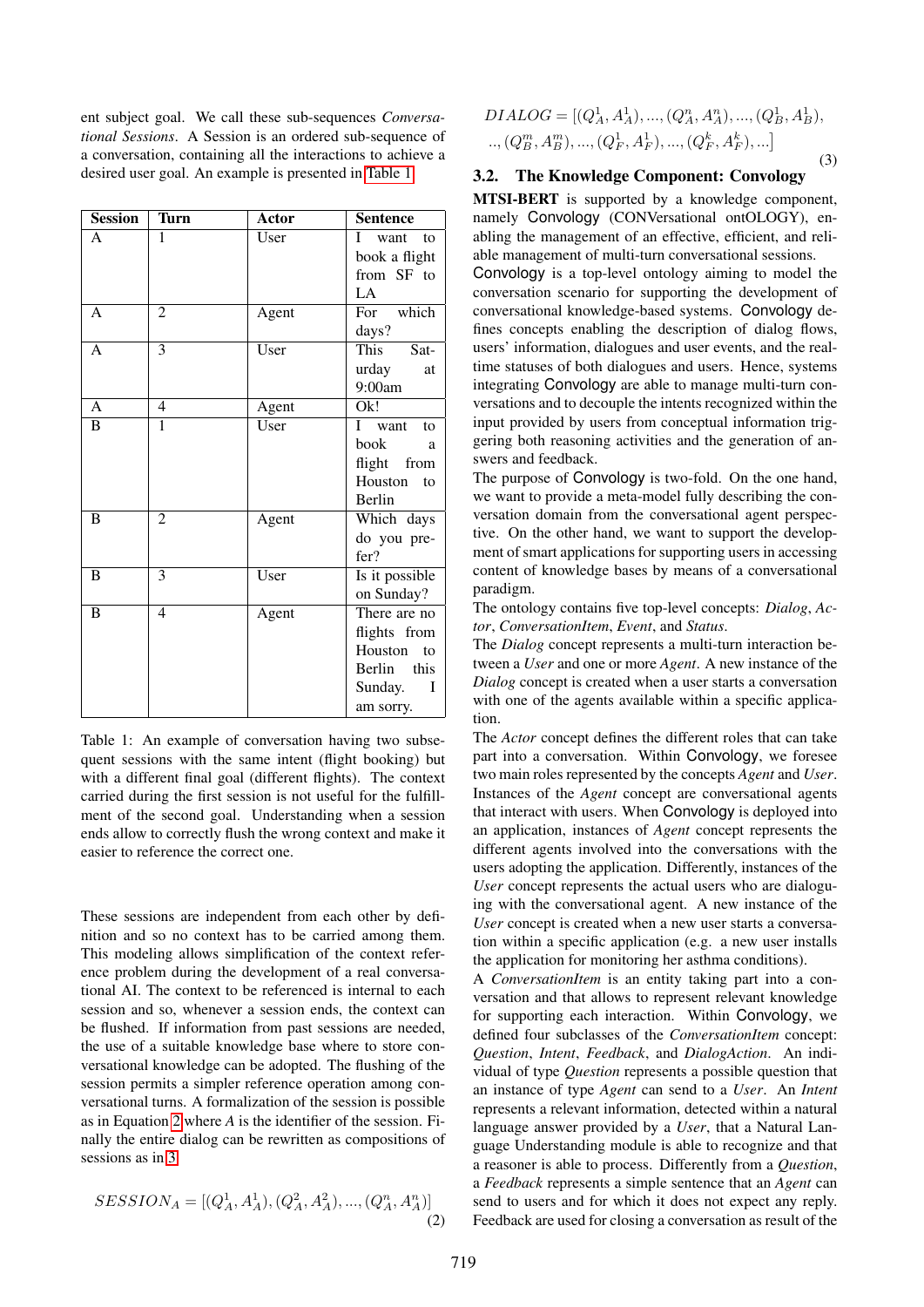ent subject goal. We call these sub-sequences *Conversational Sessions*. A Session is an ordered sub-sequence of a conversation, containing all the interactions to achieve a desired user goal. An example is presented in Table 1.

| Session | Turn | Actor | Sentence |
|---|---|---|---|
| A | 1 | User | I want to book a flight from SF to LA |
| A | 2 | Agent | For which days? |
| A | 3 | User | This Saturday at 9:00am |
| A | 4 | Agent | Ok! |
| B | 1 | User | I want to book a flight from Houston to Berlin |
| B | 2 | Agent | Which days do you prefer? |
| B | 3 | User | Is it possible on Sunday? |
| B | 4 | Agent | There are no flights from Houston to Berlin this Sunday. I am sorry. |

Table 1: An example of conversation having two subsequent sessions with the same intent (flight booking) but with a different final goal (different flights). The context carried during the first session is not useful for the fulfillment of the second goal. Understanding when a session ends allow to correctly flush the wrong context and make it easier to reference the correct one.

These sessions are independent from each other by definition and so no context has to be carried among them. This modeling allows simplification of the context reference problem during the development of a real conversational AI. The context to be referenced is internal to each session and so, whenever a session ends, the context can be flushed. If information from past sessions are needed, the use of a suitable knowledge base where to store conversational knowledge can be adopted. The flushing of the session permits a simpler reference operation among conversational turns. A formalization of the session is possible as in Equation 2 where *A* is the identifier of the session. Finally the entire dialog can be rewritten as compositions of sessions as in 3.

$$SESSION_A = [(Q_A^1, A_A^1), (Q_A^2, A_A^2), ..., (Q_A^n, A_A^n)] \quad (2)$$

$$DIALOG = [(Q_A^1, A_A^1), ..., (Q_A^n, A_A^n), ..., (Q_B^1, A_B^1), \\ .., (Q_B^m, A_B^m), ..., (Q_F^1, A_F^1), ..., (Q_F^k, A_F^k), ...] \quad (3)$$

### 3.2. The Knowledge Component: Convology

**MTSI-BERT** is supported by a knowledge component, namely Convology (CONVersational ontOLOGY), enabling the management of an effective, efficient, and reliable management of multi-turn conversational sessions.

Convology is a top-level ontology aiming to model the conversation scenario for supporting the development of conversational knowledge-based systems. Convology defines concepts enabling the description of dialog flows, users' information, dialogues and user events, and the real-time statuses of both dialogues and users. Hence, systems integrating Convology are able to manage multi-turn conversations and to decouple the intents recognized within the input provided by users from conceptual information triggering both reasoning activities and the generation of answers and feedback.

The purpose of Convology is two-fold. On the one hand, we want to provide a meta-model fully describing the conversation domain from the conversational agent perspective. On the other hand, we want to support the development of smart applications for supporting users in accessing content of knowledge bases by means of a conversational paradigm.

The ontology contains five top-level concepts: *Dialog*, *Actor*, *ConversationItem*, *Event*, and *Status*.

The *Dialog* concept represents a multi-turn interaction between a *User* and one or more *Agent*. A new instance of the *Dialog* concept is created when a user starts a conversation with one of the agents available within a specific application.

The *Actor* concept defines the different roles that can take part into a conversation. Within Convology, we foresee two main roles represented by the concepts *Agent* and *User*. Instances of the *Agent* concept are conversational agents that interact with users. When Convology is deployed into an application, instances of *Agent* concept represents the different agents involved into the conversations with the users adopting the application. Differently, instances of the *User* concept represents the actual users who are dialoguing with the conversational agent. A new instance of the *User* concept is created when a new user starts a conversation within a specific application (e.g. a new user installs the application for monitoring her asthma conditions).

A *ConversationItem* is an entity taking part into a conversation and that allows to represent relevant knowledge for supporting each interaction. Within Convology, we defined four subclasses of the *ConversationItem* concept: *Question*, *Intent*, *Feedback*, and *DialogAction*. An individual of type *Question* represents a possible question that an instance of type *Agent* can send to a *User*. An *Intent* represents a relevant information, detected within a natural language answer provided by a *User*, that a Natural Language Understanding module is able to recognize and that a reasoner is able to process. Differently from a *Question*, a *Feedback* represents a simple sentence that an *Agent* can send to users and for which it does not expect any reply. Feedback are used for closing a conversation as result of the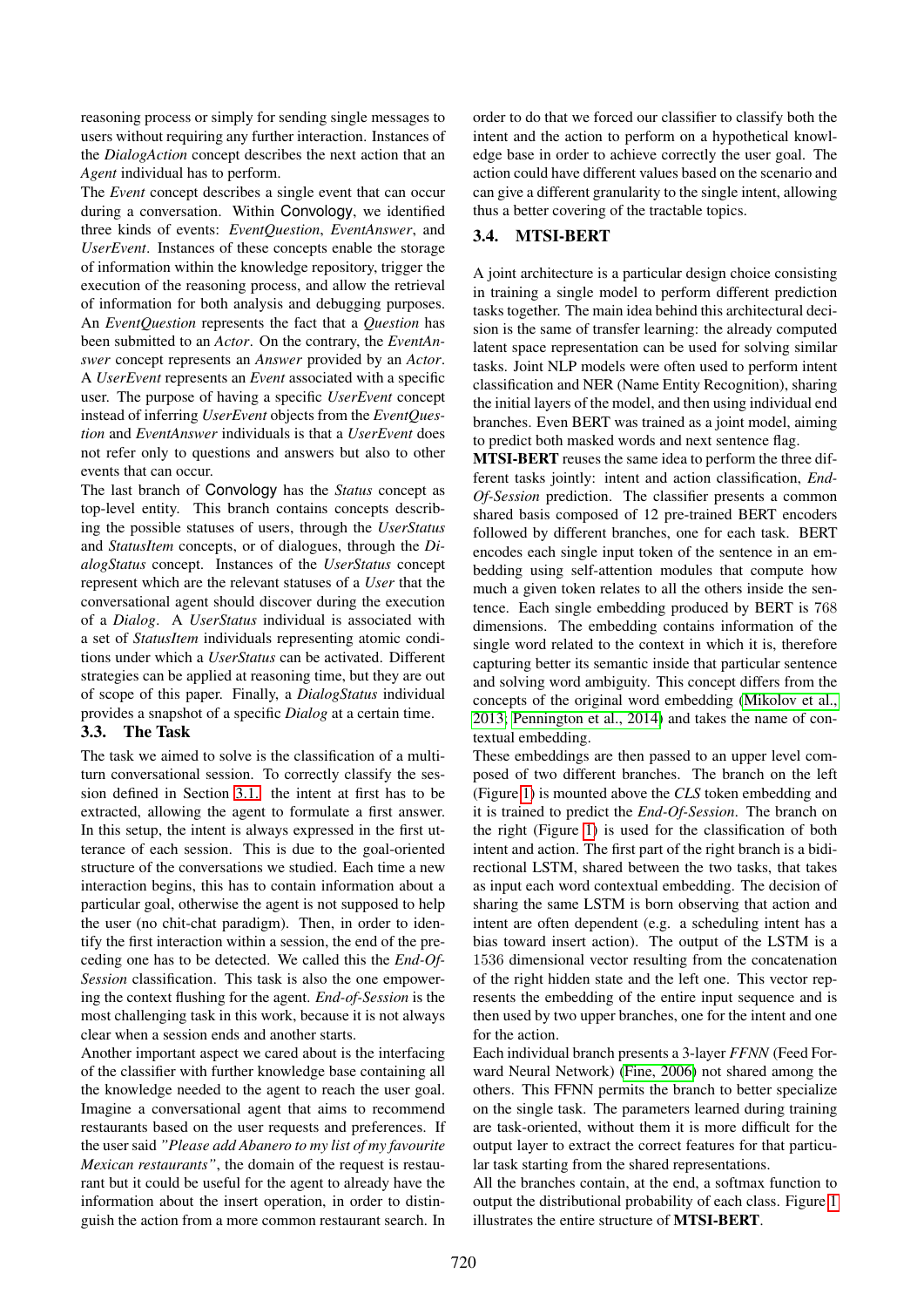reasoning process or simply for sending single messages to users without requiring any further interaction. Instances of the *DialogAction* concept describes the next action that an *Agent* individual has to perform.

The *Event* concept describes a single event that can occur during a conversation. Within Convology, we identified three kinds of events: *EventQuestion*, *EventAnswer*, and *UserEvent*. Instances of these concepts enable the storage of information within the knowledge repository, trigger the execution of the reasoning process, and allow the retrieval of information for both analysis and debugging purposes. An *EventQuestion* represents the fact that a *Question* has been submitted to an *Actor*. On the contrary, the *EventAnswer* concept represents an *Answer* provided by an *Actor*. A *UserEvent* represents an *Event* associated with a specific user. The purpose of having a specific *UserEvent* concept instead of inferring *UserEvent* objects from the *EventQuestion* and *EventAnswer* individuals is that a *UserEvent* does not refer only to questions and answers but also to other events that can occur.

The last branch of Convology has the *Status* concept as top-level entity. This branch contains concepts describing the possible statuses of users, through the *UserStatus* and *StatusItem* concepts, or of dialogues, through the *DialogStatus* concept. Instances of the *UserStatus* concept represent which are the relevant statuses of a *User* that the conversational agent should discover during the execution of a *Dialog*. A *UserStatus* individual is associated with a set of *StatusItem* individuals representing atomic conditions under which a *UserStatus* can be activated. Different strategies can be applied at reasoning time, but they are out of scope of this paper. Finally, a *DialogStatus* individual provides a snapshot of a specific *Dialog* at a certain time.

## 3.3. The Task

The task we aimed to solve is the classification of a multi-turn conversational session. To correctly classify the session defined in Section 3.1. the intent at first has to be extracted, allowing the agent to formulate a first answer. In this setup, the intent is always expressed in the first utterance of each session. This is due to the goal-oriented structure of the conversations we studied. Each time a new interaction begins, this has to contain information about a particular goal, otherwise the agent is not supposed to help the user (no chit-chat paradigm). Then, in order to identify the first interaction within a session, the end of the preceding one has to be detected. We called this the *End-Of-Session* classification. This task is also the one empowering the context flushing for the agent. *End-of-Session* is the most challenging task in this work, because it is not always clear when a session ends and another starts.

Another important aspect we cared about is the interfacing of the classifier with further knowledge base containing all the knowledge needed to the agent to reach the user goal. Imagine a conversational agent that aims to recommend restaurants based on the user requests and preferences. If the user said *"Please add Abanero to my list of my favourite Mexican restaurants"*, the domain of the request is restaurant but it could be useful for the agent to already have the information about the insert operation, in order to distinguish the action from a more common restaurant search. In order to do that we forced our classifier to classify both the intent and the action to perform on a hypothetical knowledge base in order to achieve correctly the user goal. The action could have different values based on the scenario and can give a different granularity to the single intent, allowing thus a better covering of the tractable topics.

## 3.4. MTSI-BERT

A joint architecture is a particular design choice consisting in training a single model to perform different prediction tasks together. The main idea behind this architectural decision is the same of transfer learning: the already computed latent space representation can be used for solving similar tasks. Joint NLP models were often used to perform intent classification and NER (Name Entity Recognition), sharing the initial layers of the model, and then using individual end branches. Even BERT was trained as a joint model, aiming to predict both masked words and next sentence flag.

**MTSI-BERT** reuses the same idea to perform the three different tasks jointly: intent and action classification, *End-Of-Session* prediction. The classifier presents a common shared basis composed of 12 pre-trained BERT encoders followed by different branches, one for each task. BERT encodes each single input token of the sentence in an embedding using self-attention modules that compute how much a given token relates to all the others inside the sentence. Each single embedding produced by BERT is 768 dimensions. The embedding contains information of the single word related to the context in which it is, therefore capturing better its semantic inside that particular sentence and solving word ambiguity. This concept differs from the concepts of the original word embedding (Mikolov et al., 2013; Pennington et al., 2014) and takes the name of contextual embedding.

These embeddings are then passed to an upper level composed of two different branches. The branch on the left (Figure 1) is mounted above the *CLS* token embedding and it is trained to predict the *End-Of-Session*. The branch on the right (Figure 1) is used for the classification of both intent and action. The first part of the right branch is a bidirectional LSTM, shared between the two tasks, that takes as input each word contextual embedding. The decision of sharing the same LSTM is born observing that action and intent are often dependent (e.g. a scheduling intent has a bias toward insert action). The output of the LSTM is a 1536 dimensional vector resulting from the concatenation of the right hidden state and the left one. This vector represents the embedding of the entire input sequence and is then used by two upper branches, one for the intent and one for the action.

Each individual branch presents a 3-layer *FFNN* (Feed Forward Neural Network) (Fine, 2006) not shared among the others. This FFNN permits the branch to better specialize on the single task. The parameters learned during training are task-oriented, without them it is more difficult for the output layer to extract the correct features for that particular task starting from the shared representations.

All the branches contain, at the end, a softmax function to output the distributional probability of each class. Figure 1 illustrates the entire structure of **MTSI-BERT**.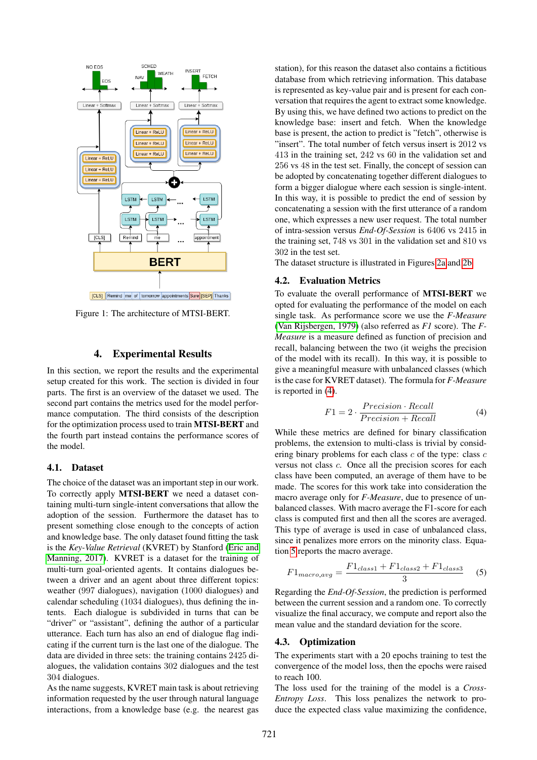Figure 1: The architecture of MTSI-BERT.

## 4. Experimental Results

In this section, we report the results and the experimental setup created for this work. The section is divided in four parts. The first is an overview of the dataset we used. The second part contains the metrics used for the model performance computation. The third consists of the description for the optimization process used to train **MTSI-BERT** and the fourth part instead contains the performance scores of the model.

### 4.1. Dataset

The choice of the dataset was an important step in our work. To correctly apply **MTSI-BERT** we need a dataset containing multi-turn single-intent conversations that allow the adoption of the session. Furthermore the dataset has to present something close enough to the concepts of action and knowledge base. The only dataset found fitting the task is the *Key-Value Retrieval* (KVRET) by Stanford (Eric and Manning, 2017). KVRET is a dataset for the training of multi-turn goal-oriented agents. It contains dialogues between a driver and an agent about three different topics: weather (997 dialogues), navigation (1000 dialogues) and calendar scheduling (1034 dialogues), thus defining the intents. Each dialogue is subdivided in turns that can be "driver" or "assistant", defining the author of a particular utterance. Each turn has also an end of dialogue flag indicating if the current turn is the last one of the dialogue. The data are divided in three sets: the training contains 2425 dialogues, the validation contains 302 dialogues and the test 304 dialogues.

As the name suggests, KVRET main task is about retrieving information requested by the user through natural language interactions, from a knowledge base (e.g. the nearest gas station), for this reason the dataset also contains a fictitious database from which retrieving information. This database is represented as key-value pair and is present for each conversation that requires the agent to extract some knowledge. By using this, we have defined two actions to predict on the knowledge base: insert and fetch. When the knowledge base is present, the action to predict is "fetch", otherwise is "insert". The total number of fetch versus insert is 2012 vs 413 in the training set, 242 vs 60 in the validation set and 256 vs 48 in the test set. Finally, the concept of session can be adopted by concatenating together different dialogues to form a bigger dialogue where each session is single-intent. In this way, it is possible to predict the end of session by concatenating a session with the first utterance of a random one, which expresses a new user request. The total number of intra-session versus *End-Of-Session* is 6406 vs 2415 in the training set, 748 vs 301 in the validation set and 810 vs 302 in the test set.

The dataset structure is illustrated in Figures 2a and 2b.

### 4.2. Evaluation Metrics

To evaluate the overall performance of **MTSI-BERT** we opted for evaluating the performance of the model on each single task. As performance score we use the *F-Measure* (Van Rijsbergen, 1979) (also referred as *F1* score). The *F-Measure* is a measure defined as function of precision and recall, balancing between the two (it weighs the precision of the model with its recall). In this way, it is possible to give a meaningful measure with unbalanced classes (which is the case for KVRET dataset). The formula for *F-Measure* is reported in (4).

$$F1 = 2 \cdot \frac{Precision \cdot Recall}{Precision + Recall} \tag{4}$$

While these metrics are defined for binary classification problems, the extension to multi-class is trivial by considering binary problems for each class $c$ of the type: class $c$ versus not class $c$. Once all the precision scores for each class have been computed, an average of them have to be made. The scores for this work take into consideration the macro average only for *F-Measure*, due to presence of unbalanced classes. With macro average the F1-score for each class is computed first and then all the scores are averaged. This type of average is used in case of unbalanced class, since it penalizes more errors on the minority class. Equation 5 reports the macro average.

$$F1_{macro\_avg} = \frac{F1_{class1} + F1_{class2} + F1_{class3}}{3} \tag{5}$$

Regarding the *End-Of-Session*, the prediction is performed between the current session and a random one. To correctly visualize the final accuracy, we compute and report also the mean value and the standard deviation for the score.

### 4.3. Optimization

The experiments start with a 20 epochs training to test the convergence of the model loss, then the epochs were raised to reach 100.

The loss used for the training of the model is a *Cross-Entropy Loss*. This loss penalizes the network to produce the expected class value maximizing the confidence,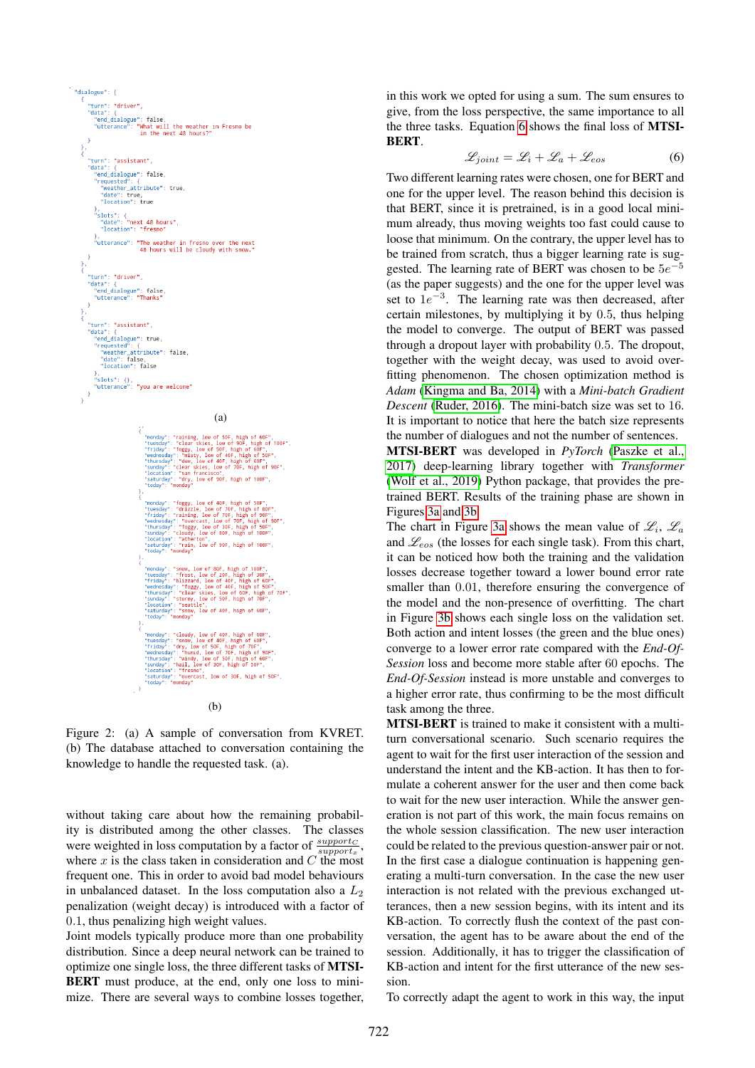```
"dialogue": [
  {
    "turn": "driver",
    "data": {
      "end_dialogue": false,
      "utterance": "What will the weather in Fresno be
                    in the next 48 hours?"
    }
  },
  {
    "turn": "assistant",
    "data": {
      "end_dialogue": false,
      "requested": {
        "weather_attribute": true,
        "date": true,
        "location": true
      },
      "slots": {
        "date": "next 48 hours",
        "location": "fresno"
      },
      "utterance": "The weather in fresno over the next
                    48 hours will be cloudy with snow."
    }
  },
  {
    "turn": "driver",
    "data": {
      "end_dialogue": false,
      "utterance": "Thanks"
    }
  },
  {
    "turn": "assistant",
    "data": {
      "end_dialogue": true,
      "requested": {
        "weather_attribute": false,
        "date": false,
        "location": false
      },
      "slots": {},
      "utterance": "you are welcome"
    }
  }
```

(a)

```
{
  "monday": "raining, low of 50F, high of 60F",
  "tuesday": "clear skies, low of 90F, high of 100F",
  "friday": "foggy, low of 50F, high of 60F",
  "wednesday": "misty, low of 40F, high of 50F",
  "thursday": "dew, low of 40F, high of 60F",
  "sunday": "clear skies, low of 70F, high of 90F",
  "location": "san francisco",
  "saturday": "dry, low of 90F, high of 100F",
  "today": "monday"
},
{
  "monday": "foggy, low of 40F, high of 50F",
  "tuesday": "drizzle, low of 70F, high of 80F",
  "friday": "raining, low of 70F, high of 90F",
  "wednesday": "overcast, low of 70F, high of 90F",
  "thursday": "foggy, low of 30F, high of 50F",
  "sunday": "cloudy, low of 80F, high of 100F",
  "location": "atherton",
  "saturday": "rain, low of 90F, high of 100F",
  "today": "monday"
},
{
  "monday": "snow, low of 80F, high of 100F",
  "tuesday": "frost, low of 20F, high of 30F",
  "friday": "blizzard, low of 40F, high of 60F",
  "wednesday": "foggy, low of 40F, high of 50F",
  "thursday": "clear skies, low of 60F, high of 70F",
  "sunday": "stormy, low of 50F, high of 70F",
  "location": "seattle",
  "saturday": "snow, low of 40F, high of 60F",
  "today": "monday"
},
{
  "monday": "cloudy, low of 40F, high of 60F",
  "tuesday": "snow, low of 40F, high of 60F",
  "friday": "dry, low of 50F, high of 70F",
  "wednesday": "humid, low of 70F, high of 90F",
  "thursday": "windy, low of 50F, high of 60F",
  "sunday": "hail, low of 30F, high of 50F",
  "location": "fresno",
  "saturday": "overcast, low of 30F, high of 50F",
  "today": "monday"
}
```

(b)

Figure 2: (a) A sample of conversation from KVRET. (b) The database attached to conversation containing the knowledge to handle the requested task. (a).

without taking care about how the remaining probability is distributed among the other classes. The classes were weighted in loss computation by a factor of $\frac{support_C}{support_x}$, where $x$ is the class taken in consideration and $C$ the most frequent one. This in order to avoid bad model behaviours in unbalanced dataset. In the loss computation also a $L_2$ penalization (weight decay) is introduced with a factor of 0.1, thus penalizing high weight values.

Joint models typically produce more than one probability distribution. Since a deep neural network can be trained to optimize one single loss, the three different tasks of **MTSI-BERT** must produce, at the end, only one loss to minimize. There are several ways to combine losses together, in this work we opted for using a sum. The sum ensures to give, from the loss perspective, the same importance to all the three tasks. Equation 6 shows the final loss of **MTSI-BERT**.

$$\mathscr{L}_{joint} = \mathscr{L}_i + \mathscr{L}_a + \mathscr{L}_{eos} \tag{6}$$

Two different learning rates were chosen, one for BERT and one for the upper level. The reason behind this decision is that BERT, since it is pretrained, is in a good local minimum already, thus moving weights too fast could cause to loose that minimum. On the contrary, the upper level has to be trained from scratch, thus a bigger learning rate is suggested. The learning rate of BERT was chosen to be $5e^{-5}$ (as the paper suggests) and the one for the upper level was set to $1e^{-3}$. The learning rate was then decreased, after certain milestones, by multiplying it by 0.5, thus helping the model to converge. The output of BERT was passed through a dropout layer with probability 0.5. The dropout, together with the weight decay, was used to avoid overfitting phenomenon. The chosen optimization method is *Adam* (Kingma and Ba, 2014) with a *Mini-batch Gradient Descent* (Ruder, 2016). The mini-batch size was set to 16. It is important to notice that here the batch size represents the number of dialogues and not the number of sentences.

**MTSI-BERT** was developed in *PyTorch* (Paszke et al., 2017) deep-learning library together with *Transformer* (Wolf et al., 2019) Python package, that provides the pretrained BERT. Results of the training phase are shown in Figures 3a and 3b.

The chart in Figure 3a shows the mean value of $\mathscr{L}_i$, $\mathscr{L}_a$ and $\mathscr{L}_{eos}$ (the losses for each single task). From this chart, it can be noticed how both the training and the validation losses decrease together toward a lower bound error rate smaller than 0.01, therefore ensuring the convergence of the model and the non-presence of overfitting. The chart in Figure 3b shows each single loss on the validation set. Both action and intent losses (the green and the blue ones) converge to a lower error rate compared with the *End-Of-Session* loss and become more stable after 60 epochs. The *End-Of-Session* instead is more unstable and converges to a higher error rate, thus confirming to be the most difficult task among the three.

**MTSI-BERT** is trained to make it consistent with a multi-turn conversational scenario. Such scenario requires the agent to wait for the first user interaction of the session and understand the intent and the KB-action. It has then to formulate a coherent answer for the user and then come back to wait for the new user interaction. While the answer generation is not part of this work, the main focus remains on the whole session classification. The new user interaction could be related to the previous question-answer pair or not. In the first case a dialogue continuation is happening generating a multi-turn conversation. In the case the new user interaction is not related with the previous exchanged utterances, then a new session begins, with its intent and its KB-action. To correctly flush the context of the past conversation, the agent has to be aware about the end of the session. Additionally, it has to trigger the classification of KB-action and intent for the first utterance of the new session.

To correctly adapt the agent to work in this way, the input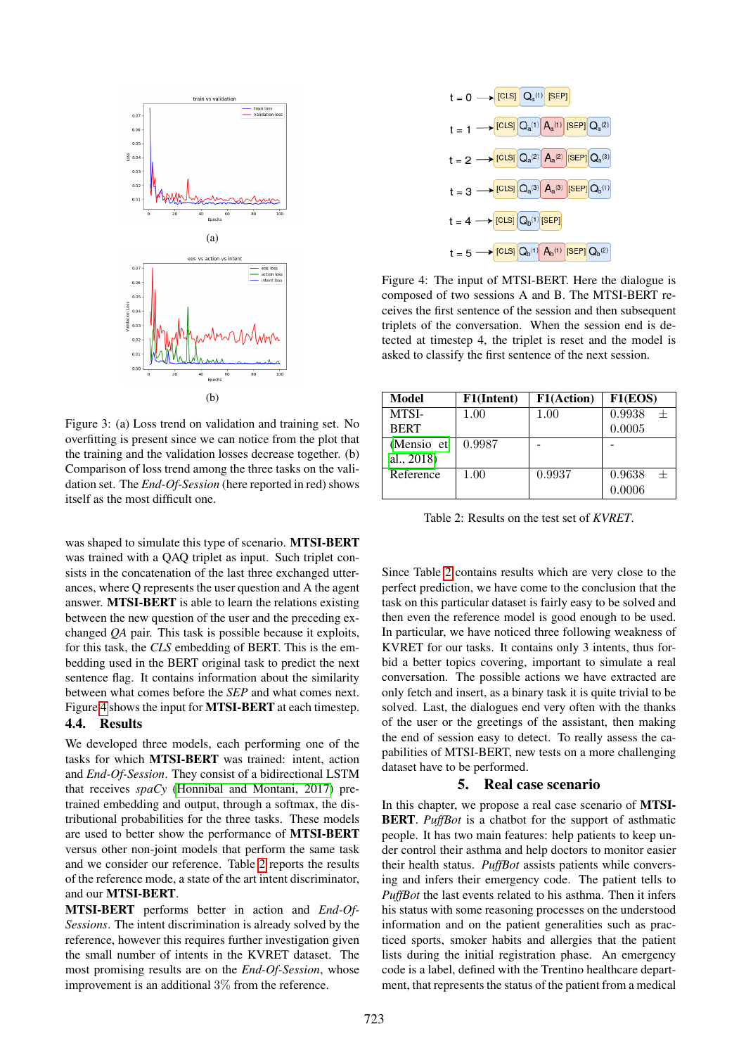Figure 3: (a) Loss trend on validation and training set. No overfitting is present since we can notice from the plot that the training and the validation losses decrease together. (b) Comparison of loss trend among the three tasks on the validation set. The *End-Of-Session* (here reported in red) shows itself as the most difficult one.

was shaped to simulate this type of scenario. **MTSI-BERT** was trained with a QAQ triplet as input. Such triplet consists in the concatenation of the last three exchanged utterances, where Q represents the user question and A the agent answer. **MTSI-BERT** is able to learn the relations existing between the new question of the user and the preceding exchanged *QA* pair. This task is possible because it exploits, for this task, the *CLS* embedding of BERT. This is the embedding used in the BERT original task to predict the next sentence flag. It contains information about the similarity between what comes before the *SEP* and what comes next. Figure 4 shows the input for **MTSI-BERT** at each timestep.

### 4.4. Results

We developed three models, each performing one of the tasks for which **MTSI-BERT** was trained: intent, action and *End-Of-Session*. They consist of a bidirectional LSTM that receives *spaCy* (Honnibal and Montani, 2017) pretrained embedding and output, through a softmax, the distributional probabilities for the three tasks. These models are used to better show the performance of **MTSI-BERT** versus other non-joint models that perform the same task and we consider our reference. Table 2 reports the results of the reference mode, a state of the art intent discriminator, and our **MTSI-BERT**.

**MTSI-BERT** performs better in action and *End-Of-Sessions*. The intent discrimination is already solved by the reference, however this requires further investigation given the small number of intents in the KVRET dataset. The most promising results are on the *End-Of-Session*, whose improvement is an additional 3% from the reference.

Figure 4: The input of MTSI-BERT. Here the dialogue is composed of two sessions A and B. The MTSI-BERT receives the first sentence of the session and then subsequent triplets of the conversation. When the session end is detected at timestep 4, the triplet is reset and the model is asked to classify the first sentence of the next session.

| Model | F1(Intent) | F1(Action) | F1(EOS) |
|---|---|---|---|
| MTSI-BERT | 1.00 | 1.00 | 0.9938 ± 0.0005 |
| (Mensio et al., 2018) | 0.9987 | - | - |
| Reference | 1.00 | 0.9937 | 0.9638 ± 0.0006 |

Table 2: Results on the test set of *KVRET*.

Since Table 2 contains results which are very close to the perfect prediction, we have come to the conclusion that the task on this particular dataset is fairly easy to be solved and then even the reference model is good enough to be used. In particular, we have noticed three following weakness of KVRET for our tasks. It contains only 3 intents, thus forbid a better topics covering, important to simulate a real conversation. The possible actions we have extracted are only fetch and insert, as a binary task it is quite trivial to be solved. Last, the dialogues end very often with the thanks of the user or the greetings of the assistant, then making the end of session easy to detect. To really assess the capabilities of MTSI-BERT, new tests on a more challenging dataset have to be performed.

## 5. Real case scenario

In this chapter, we propose a real case scenario of **MTSI-BERT**. *PuffBot* is a chatbot for the support of asthmatic people. It has two main features: help patients to keep under control their asthma and help doctors to monitor easier their health status. *PuffBot* assists patients while conversing and infers their emergency code. The patient tells to *PuffBot* the last events related to his asthma. Then it infers his status with some reasoning processes on the understood information and on the patient generalities such as practiced sports, smoker habits and allergies that the patient lists during the initial registration phase. An emergency code is a label, defined with the Trentino healthcare department, that represents the status of the patient from a medical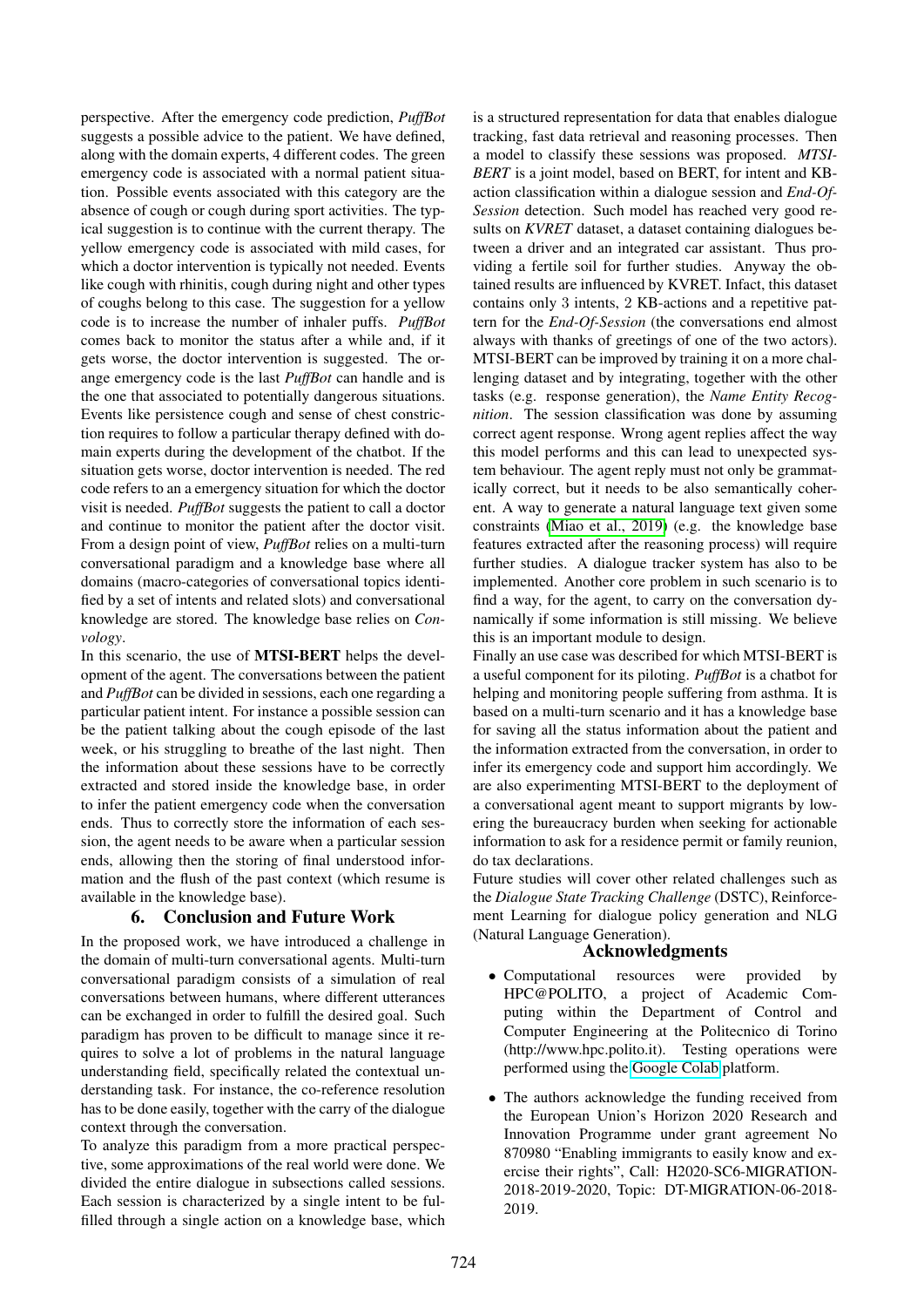perspective. After the emergency code prediction, *PuffBot* suggests a possible advice to the patient. We have defined, along with the domain experts, 4 different codes. The green emergency code is associated with a normal patient situation. Possible events associated with this category are the absence of cough or cough during sport activities. The typical suggestion is to continue with the current therapy. The yellow emergency code is associated with mild cases, for which a doctor intervention is typically not needed. Events like cough with rhinitis, cough during night and other types of coughs belong to this case. The suggestion for a yellow code is to increase the number of inhaler puffs. *PuffBot* comes back to monitor the status after a while and, if it gets worse, the doctor intervention is suggested. The orange emergency code is the last *PuffBot* can handle and is the one that associated to potentially dangerous situations. Events like persistence cough and sense of chest constriction requires to follow a particular therapy defined with domain experts during the development of the chatbot. If the situation gets worse, doctor intervention is needed. The red code refers to an a emergency situation for which the doctor visit is needed. *PuffBot* suggests the patient to call a doctor and continue to monitor the patient after the doctor visit. From a design point of view, *PuffBot* relies on a multi-turn conversational paradigm and a knowledge base where all domains (macro-categories of conversational topics identified by a set of intents and related slots) and conversational knowledge are stored. The knowledge base relies on *Convology*.

In this scenario, the use of **MTSI-BERT** helps the development of the agent. The conversations between the patient and *PuffBot* can be divided in sessions, each one regarding a particular patient intent. For instance a possible session can be the patient talking about the cough episode of the last week, or his struggling to breathe of the last night. Then the information about these sessions have to be correctly extracted and stored inside the knowledge base, in order to infer the patient emergency code when the conversation ends. Thus to correctly store the information of each session, the agent needs to be aware when a particular session ends, allowing then the storing of final understood information and the flush of the past context (which resume is available in the knowledge base).

## 6. Conclusion and Future Work

In the proposed work, we have introduced a challenge in the domain of multi-turn conversational agents. Multi-turn conversational paradigm consists of a simulation of real conversations between humans, where different utterances can be exchanged in order to fulfill the desired goal. Such paradigm has proven to be difficult to manage since it requires to solve a lot of problems in the natural language understanding field, specifically related the contextual understanding task. For instance, the co-reference resolution has to be done easily, together with the carry of the dialogue context through the conversation.

To analyze this paradigm from a more practical perspective, some approximations of the real world were done. We divided the entire dialogue in subsections called sessions. Each session is characterized by a single intent to be fulfilled through a single action on a knowledge base, which is a structured representation for data that enables dialogue tracking, fast data retrieval and reasoning processes. Then a model to classify these sessions was proposed. *MTSI-BERT* is a joint model, based on BERT, for intent and KB-action classification within a dialogue session and *End-Of-Session* detection. Such model has reached very good results on *KVRET* dataset, a dataset containing dialogues between a driver and an integrated car assistant. Thus providing a fertile soil for further studies. Anyway the obtained results are influenced by KVRET. Infact, this dataset contains only 3 intents, 2 KB-actions and a repetitive pattern for the *End-Of-Session* (the conversations end almost always with thanks of greetings of one of the two actors). MTSI-BERT can be improved by training it on a more challenging dataset and by integrating, together with the other tasks (e.g. response generation), the *Name Entity Recognition*. The session classification was done by assuming correct agent response. Wrong agent replies affect the way this model performs and this can lead to unexpected system behaviour. The agent reply must not only be grammatically correct, but it needs to be also semantically coherent. A way to generate a natural language text given some constraints (Miao et al., 2019) (e.g. the knowledge base features extracted after the reasoning process) will require further studies. A dialogue tracker system has also to be implemented. Another core problem in such scenario is to find a way, for the agent, to carry on the conversation dynamically if some information is still missing. We believe this is an important module to design.

Finally an use case was described for which MTSI-BERT is a useful component for its piloting. *PuffBot* is a chatbot for helping and monitoring people suffering from asthma. It is based on a multi-turn scenario and it has a knowledge base for saving all the status information about the patient and the information extracted from the conversation, in order to infer its emergency code and support him accordingly. We are also experimenting MTSI-BERT to the deployment of a conversational agent meant to support migrants by lowering the bureaucracy burden when seeking for actionable information to ask for a residence permit or family reunion, do tax declarations.

Future studies will cover other related challenges such as the *Dialogue State Tracking Challenge* (DSTC), Reinforcement Learning for dialogue policy generation and NLG (Natural Language Generation).

## Acknowledgments

- Computational resources were provided by HPC@POLITO, a project of Academic Computing within the Department of Control and Computer Engineering at the Politecnico di Torino (http://www.hpc.polito.it). Testing operations were performed using the Google Colab platform.
- The authors acknowledge the funding received from the European Union's Horizon 2020 Research and Innovation Programme under grant agreement No 870980 "Enabling immigrants to easily know and exercise their rights", Call: H2020-SC6-MIGRATION-2018-2019-2020, Topic: DT-MIGRATION-06-2018-2019.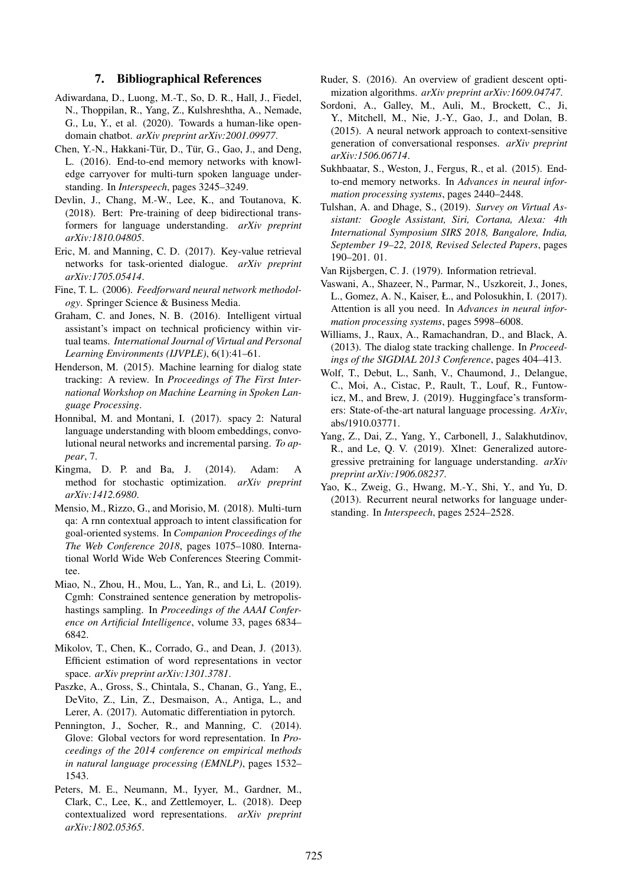## 7. Bibliographical References

Adiwardana, D., Luong, M.-T., So, D. R., Hall, J., Fiedel, N., Thoppilan, R., Yang, Z., Kulshreshtha, A., Nemade, G., Lu, Y., et al. (2020). Towards a human-like open-domain chatbot. *arXiv preprint arXiv:2001.09977*.

Chen, Y.-N., Hakkani-Tür, D., Tür, G., Gao, J., and Deng, L. (2016). End-to-end memory networks with knowledge carryover for multi-turn spoken language understanding. In *Interspeech*, pages 3245–3249.

Devlin, J., Chang, M.-W., Lee, K., and Toutanova, K. (2018). Bert: Pre-training of deep bidirectional transformers for language understanding. *arXiv preprint arXiv:1810.04805*.

Eric, M. and Manning, C. D. (2017). Key-value retrieval networks for task-oriented dialogue. *arXiv preprint arXiv:1705.05414*.

Fine, T. L. (2006). *Feedforward neural network methodology*. Springer Science & Business Media.

Graham, C. and Jones, N. B. (2016). Intelligent virtual assistant's impact on technical proficiency within virtual teams. *International Journal of Virtual and Personal Learning Environments (IJVPLE)*, 6(1):41–61.

Henderson, M. (2015). Machine learning for dialog state tracking: A review. In *Proceedings of The First International Workshop on Machine Learning in Spoken Language Processing*.

Honnibal, M. and Montani, I. (2017). spacy 2: Natural language understanding with bloom embeddings, convolutional neural networks and incremental parsing. *To appear*, 7.

Kingma, D. P. and Ba, J. (2014). Adam: A method for stochastic optimization. *arXiv preprint arXiv:1412.6980*.

Mensio, M., Rizzo, G., and Morisio, M. (2018). Multi-turn qa: A rnn contextual approach to intent classification for goal-oriented systems. In *Companion Proceedings of the The Web Conference 2018*, pages 1075–1080. International World Wide Web Conferences Steering Committee.

Miao, N., Zhou, H., Mou, L., Yan, R., and Li, L. (2019). Cgmh: Constrained sentence generation by metropolis-hastings sampling. In *Proceedings of the AAAI Conference on Artificial Intelligence*, volume 33, pages 6834–6842.

Mikolov, T., Chen, K., Corrado, G., and Dean, J. (2013). Efficient estimation of word representations in vector space. *arXiv preprint arXiv:1301.3781*.

Paszke, A., Gross, S., Chintala, S., Chanan, G., Yang, E., DeVito, Z., Lin, Z., Desmaison, A., Antiga, L., and Lerer, A. (2017). Automatic differentiation in pytorch.

Pennington, J., Socher, R., and Manning, C. (2014). Glove: Global vectors for word representation. In *Proceedings of the 2014 conference on empirical methods in natural language processing (EMNLP)*, pages 1532–1543.

Peters, M. E., Neumann, M., Iyyer, M., Gardner, M., Clark, C., Lee, K., and Zettlemoyer, L. (2018). Deep contextualized word representations. *arXiv preprint arXiv:1802.05365*.

Ruder, S. (2016). An overview of gradient descent optimization algorithms. *arXiv preprint arXiv:1609.04747*.

Sordoni, A., Galley, M., Auli, M., Brockett, C., Ji, Y., Mitchell, M., Nie, J.-Y., Gao, J., and Dolan, B. (2015). A neural network approach to context-sensitive generation of conversational responses. *arXiv preprint arXiv:1506.06714*.

Sukhbaatar, S., Weston, J., Fergus, R., et al. (2015). End-to-end memory networks. In *Advances in neural information processing systems*, pages 2440–2448.

Tulshan, A. and Dhage, S., (2019). *Survey on Virtual Assistant: Google Assistant, Siri, Cortana, Alexa: 4th International Symposium SIRS 2018, Bangalore, India, September 19–22, 2018, Revised Selected Papers*, pages 190–201. 01.

Van Rijsbergen, C. J. (1979). Information retrieval.

Vaswani, A., Shazeer, N., Parmar, N., Uszkoreit, J., Jones, L., Gomez, A. N., Kaiser, Ł., and Polosukhin, I. (2017). Attention is all you need. In *Advances in neural information processing systems*, pages 5998–6008.

Williams, J., Raux, A., Ramachandran, D., and Black, A. (2013). The dialog state tracking challenge. In *Proceedings of the SIGDIAL 2013 Conference*, pages 404–413.

Wolf, T., Debut, L., Sanh, V., Chaumond, J., Delangue, C., Moi, A., Cistac, P., Rault, T., Louf, R., Funtowicz, M., and Brew, J. (2019). Huggingface's transformers: State-of-the-art natural language processing. *ArXiv*, abs/1910.03771.

Yang, Z., Dai, Z., Yang, Y., Carbonell, J., Salakhutdinov, R., and Le, Q. V. (2019). Xlnet: Generalized autoregressive pretraining for language understanding. *arXiv preprint arXiv:1906.08237*.

Yao, K., Zweig, G., Hwang, M.-Y., Shi, Y., and Yu, D. (2013). Recurrent neural networks for language understanding. In *Interspeech*, pages 2524–2528.